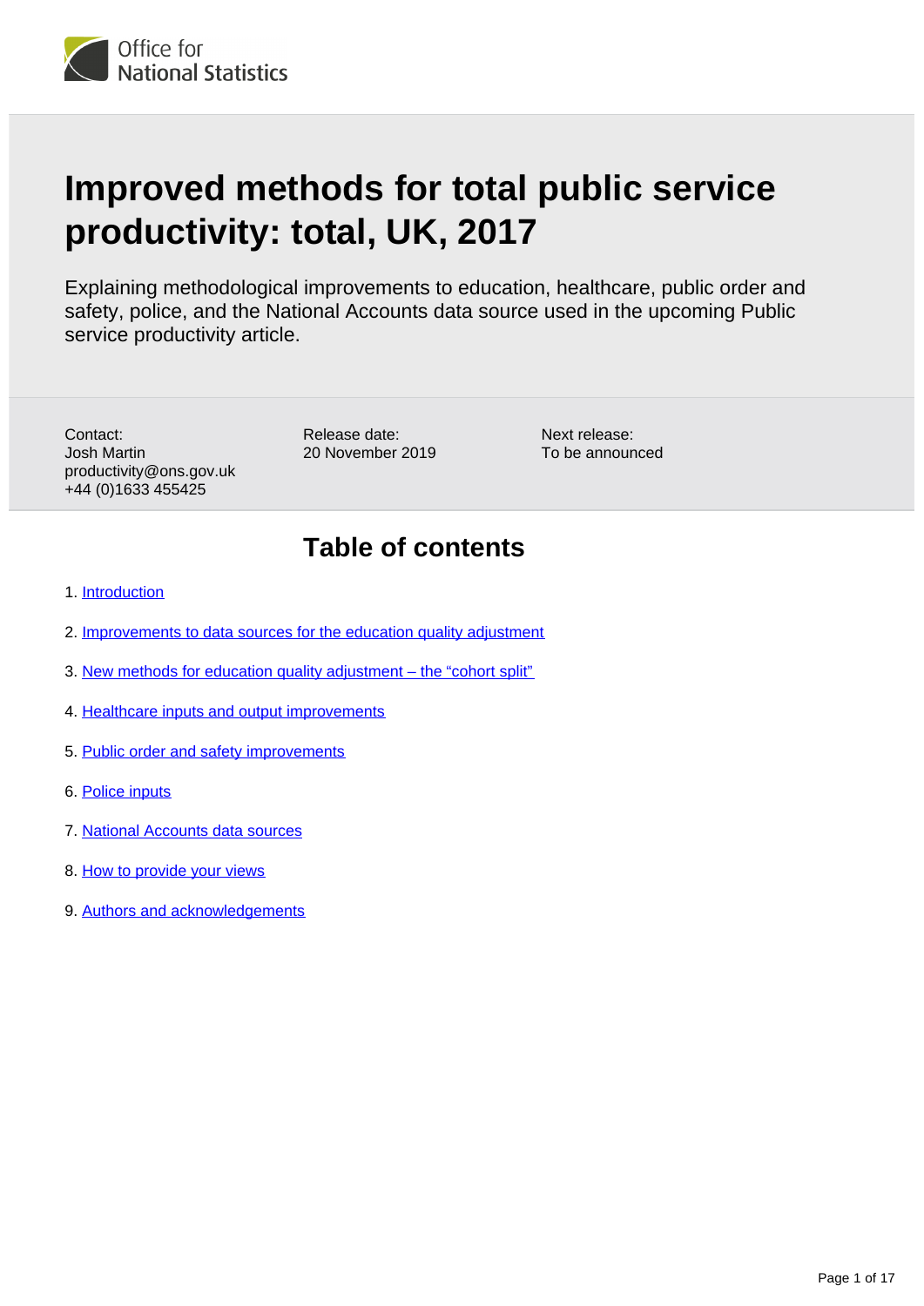Office for National Statistics

# Improved methods for total public service productivity: total, UK, 2017

Explaining methodological improvements to education, healthcare, public order and safety, police, and the National Accounts data source used in the upcoming Public service productivity article.

Contact:
Josh Martin
productivity@ons.gov.uk
+44 (0)1633 455425

Release date:
20 November 2019

Next release:
To be announced

## Table of contents

1. Introduction
2. Improvements to data sources for the education quality adjustment
3. New methods for education quality adjustment – the "cohort split"
4. Healthcare inputs and output improvements
5. Public order and safety improvements
6. Police inputs
7. National Accounts data sources
8. How to provide your views
9. Authors and acknowledgements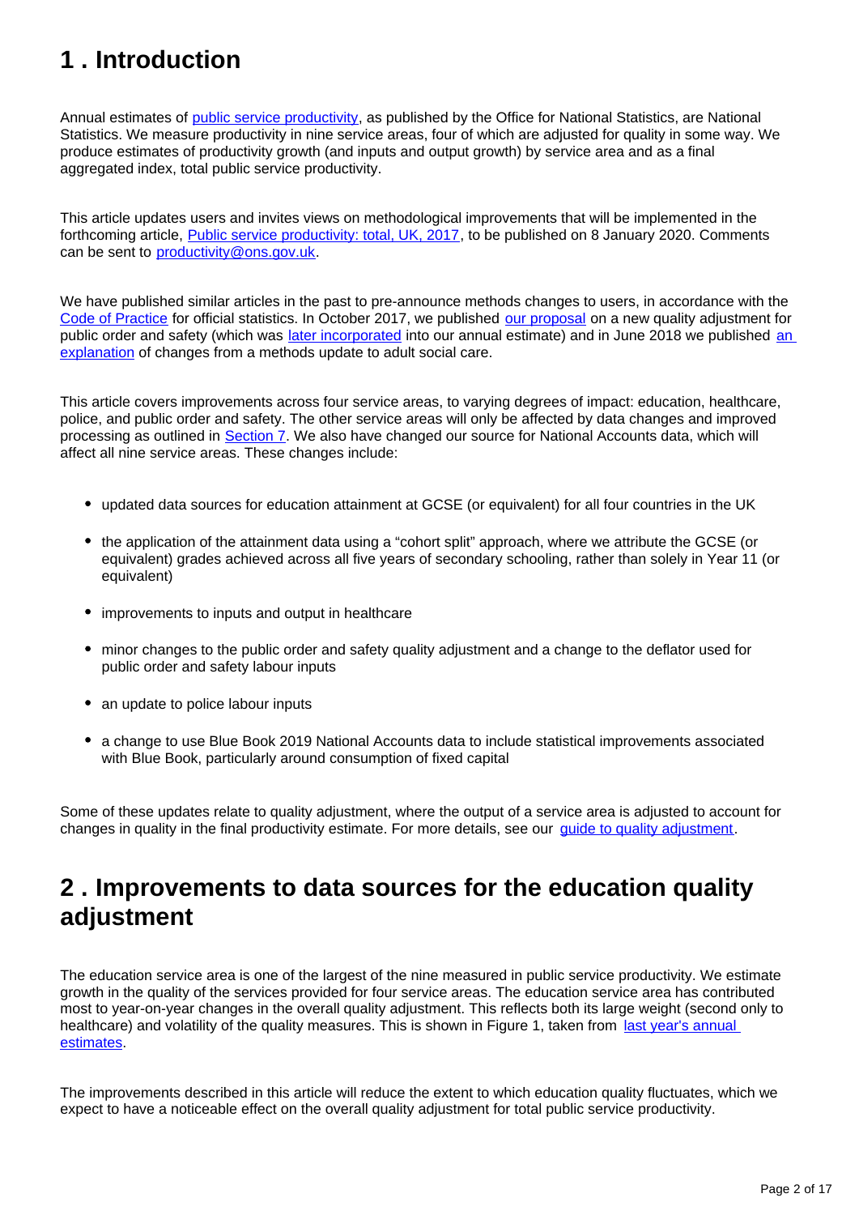## 1 . Introduction

Annual estimates of public service productivity, as published by the Office for National Statistics, are National Statistics. We measure productivity in nine service areas, four of which are adjusted for quality in some way. We produce estimates of productivity growth (and inputs and output growth) by service area and as a final aggregated index, total public service productivity.

This article updates users and invites views on methodological improvements that will be implemented in the forthcoming article, Public service productivity: total, UK, 2017, to be published on 8 January 2020. Comments can be sent to productivity@ons.gov.uk.

We have published similar articles in the past to pre-announce methods changes to users, in accordance with the Code of Practice for official statistics. In October 2017, we published our proposal on a new quality adjustment for public order and safety (which was later incorporated into our annual estimate) and in June 2018 we published an explanation of changes from a methods update to adult social care.

This article covers improvements across four service areas, to varying degrees of impact: education, healthcare, police, and public order and safety. The other service areas will only be affected by data changes and improved processing as outlined in Section 7. We also have changed our source for National Accounts data, which will affect all nine service areas. These changes include:

- updated data sources for education attainment at GCSE (or equivalent) for all four countries in the UK
- the application of the attainment data using a “cohort split” approach, where we attribute the GCSE (or equivalent) grades achieved across all five years of secondary schooling, rather than solely in Year 11 (or equivalent)
- improvements to inputs and output in healthcare
- minor changes to the public order and safety quality adjustment and a change to the deflator used for public order and safety labour inputs
- an update to police labour inputs
- a change to use Blue Book 2019 National Accounts data to include statistical improvements associated with Blue Book, particularly around consumption of fixed capital

Some of these updates relate to quality adjustment, where the output of a service area is adjusted to account for changes in quality in the final productivity estimate. For more details, see our guide to quality adjustment.

## 2 . Improvements to data sources for the education quality adjustment

The education service area is one of the largest of the nine measured in public service productivity. We estimate growth in the quality of the services provided for four service areas. The education service area has contributed most to year-on-year changes in the overall quality adjustment. This reflects both its large weight (second only to healthcare) and volatility of the quality measures. This is shown in Figure 1, taken from last year's annual estimates.

The improvements described in this article will reduce the extent to which education quality fluctuates, which we expect to have a noticeable effect on the overall quality adjustment for total public service productivity.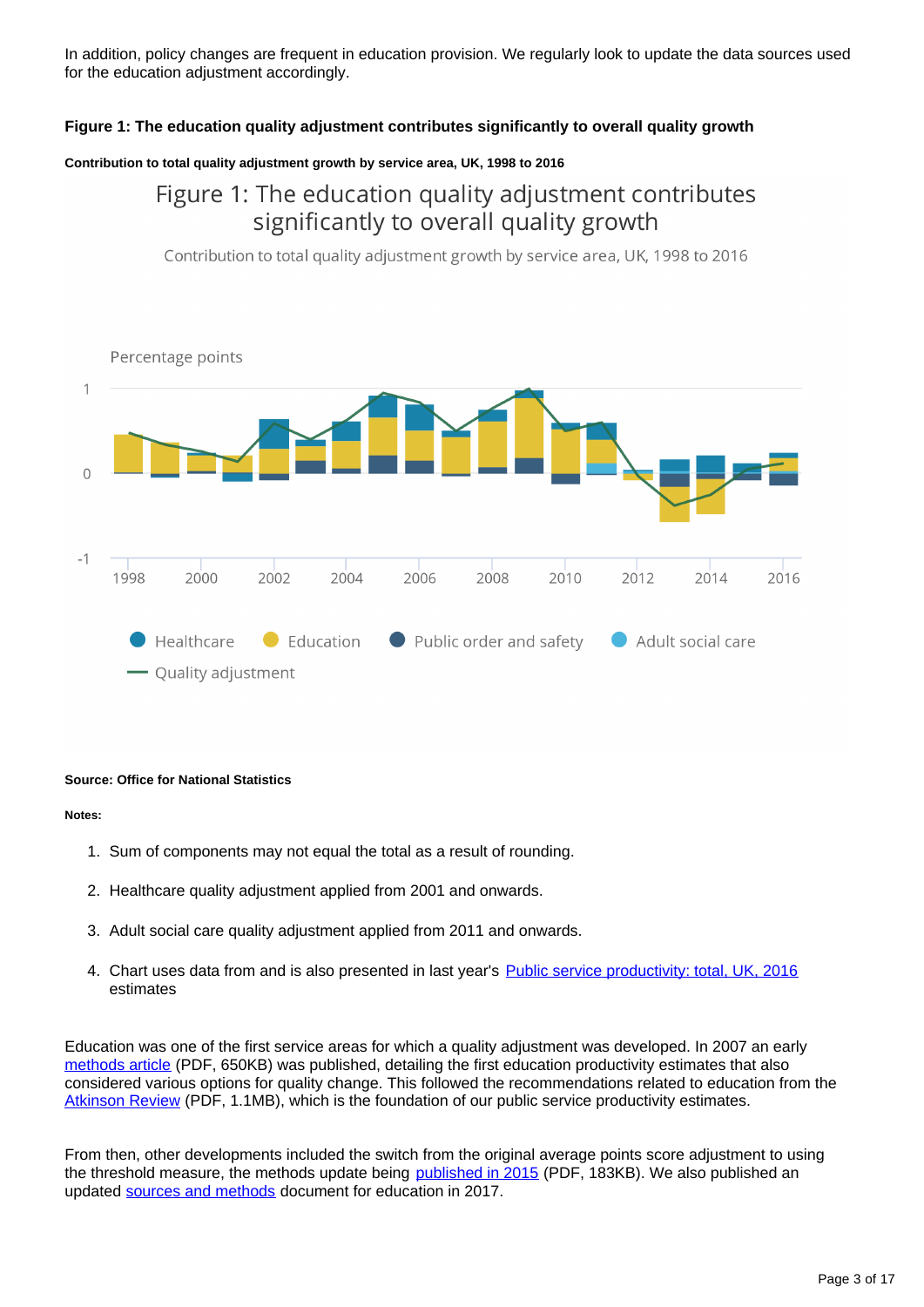In addition, policy changes are frequent in education provision. We regularly look to update the data sources used for the education adjustment accordingly.

**Figure 1: The education quality adjustment contributes significantly to overall quality growth**

**Contribution to total quality adjustment growth by service area, UK, 1998 to 2016**

**Source: Office for National Statistics**

**Notes:**

1. Sum of components may not equal the total as a result of rounding.
2. Healthcare quality adjustment applied from 2001 and onwards.
3. Adult social care quality adjustment applied from 2011 and onwards.
4. Chart uses data from and is also presented in last year's Public service productivity: total, UK, 2016 estimates

Education was one of the first service areas for which a quality adjustment was developed. In 2007 an early methods article (PDF, 650KB) was published, detailing the first education productivity estimates that also considered various options for quality change. This followed the recommendations related to education from the Atkinson Review (PDF, 1.1MB), which is the foundation of our public service productivity estimates.

From then, other developments included the switch from the original average points score adjustment to using the threshold measure, the methods update being published in 2015 (PDF, 183KB). We also published an updated sources and methods document for education in 2017.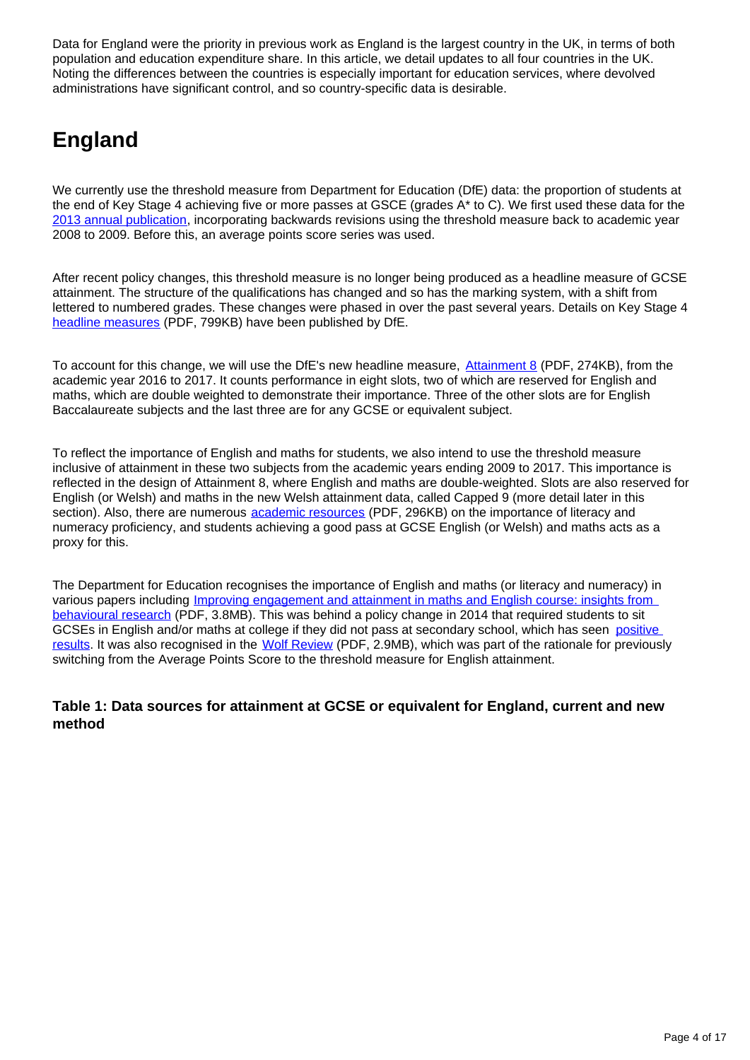Data for England were the priority in previous work as England is the largest country in the UK, in terms of both population and education expenditure share. In this article, we detail updates to all four countries in the UK. Noting the differences between the countries is especially important for education services, where devolved administrations have significant control, and so country-specific data is desirable.

## England

We currently use the threshold measure from Department for Education (DfE) data: the proportion of students at the end of Key Stage 4 achieving five or more passes at GSCE (grades A* to C). We first used these data for the 2013 annual publication, incorporating backwards revisions using the threshold measure back to academic year 2008 to 2009. Before this, an average points score series was used.

After recent policy changes, this threshold measure is no longer being produced as a headline measure of GCSE attainment. The structure of the qualifications has changed and so has the marking system, with a shift from lettered to numbered grades. These changes were phased in over the past several years. Details on Key Stage 4 headline measures (PDF, 799KB) have been published by DfE.

To account for this change, we will use the DfE's new headline measure, Attainment 8 (PDF, 274KB), from the academic year 2016 to 2017. It counts performance in eight slots, two of which are reserved for English and maths, which are double weighted to demonstrate their importance. Three of the other slots are for English Baccalaureate subjects and the last three are for any GCSE or equivalent subject.

To reflect the importance of English and maths for students, we also intend to use the threshold measure inclusive of attainment in these two subjects from the academic years ending 2009 to 2017. This importance is reflected in the design of Attainment 8, where English and maths are double-weighted. Slots are also reserved for English (or Welsh) and maths in the new Welsh attainment data, called Capped 9 (more detail later in this section). Also, there are numerous academic resources (PDF, 296KB) on the importance of literacy and numeracy proficiency, and students achieving a good pass at GCSE English (or Welsh) and maths acts as a proxy for this.

The Department for Education recognises the importance of English and maths (or literacy and numeracy) in various papers including Improving engagement and attainment in maths and English course: insights from behavioural research (PDF, 3.8MB). This was behind a policy change in 2014 that required students to sit GCSEs in English and/or maths at college if they did not pass at secondary school, which has seen positive results. It was also recognised in the Wolf Review (PDF, 2.9MB), which was part of the rationale for previously switching from the Average Points Score to the threshold measure for English attainment.

### Table 1: Data sources for attainment at GCSE or equivalent for England, current and new method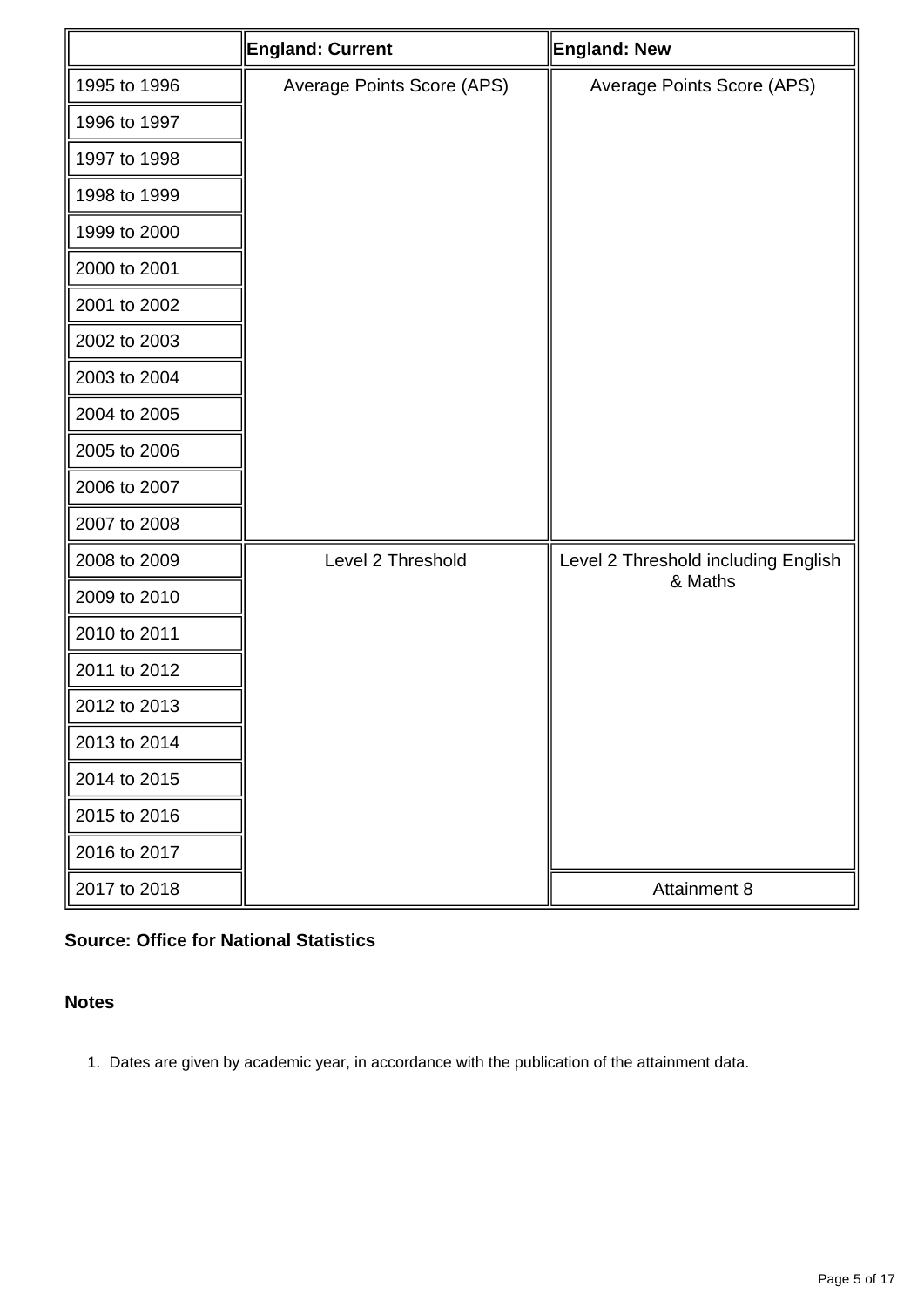| | England: Current | England: New |
|---|---|---|
| 1995 to 1996 | Average Points Score (APS) | Average Points Score (APS) |
| 1996 to 1997 | | |
| 1997 to 1998 | | |
| 1998 to 1999 | | |
| 1999 to 2000 | | |
| 2000 to 2001 | | |
| 2001 to 2002 | | |
| 2002 to 2003 | | |
| 2003 to 2004 | | |
| 2004 to 2005 | | |
| 2005 to 2006 | | |
| 2006 to 2007 | | |
| 2007 to 2008 | | |
| 2008 to 2009 | Level 2 Threshold | Level 2 Threshold including English & Maths |
| 2009 to 2010 | | |
| 2010 to 2011 | | |
| 2011 to 2012 | | |
| 2012 to 2013 | | |
| 2013 to 2014 | | |
| 2014 to 2015 | | |
| 2015 to 2016 | | |
| 2016 to 2017 | | |
| 2017 to 2018 | | Attainment 8 |

**Source: Office for National Statistics**

**Notes**

1. Dates are given by academic year, in accordance with the publication of the attainment data.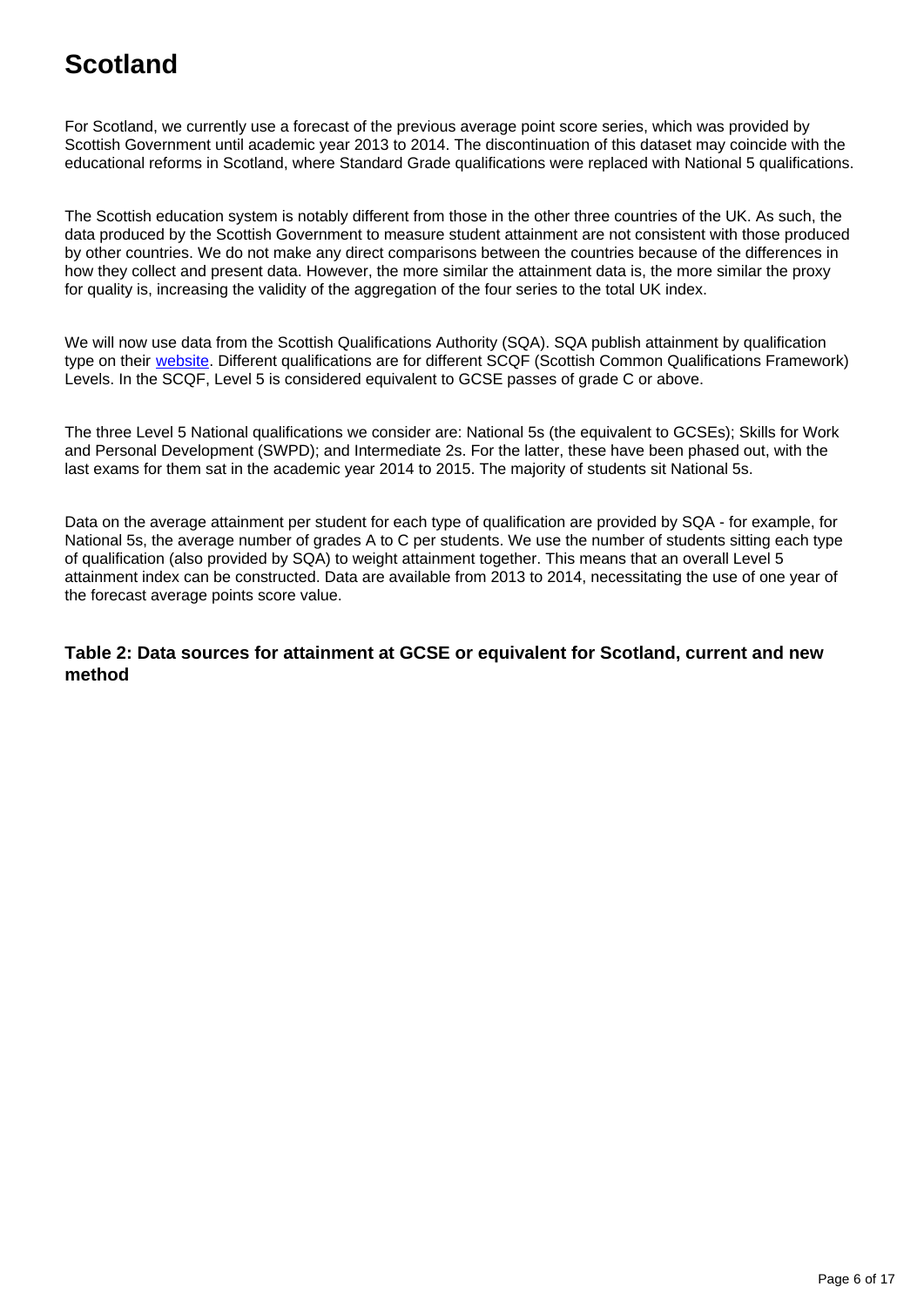## Scotland

For Scotland, we currently use a forecast of the previous average point score series, which was provided by Scottish Government until academic year 2013 to 2014. The discontinuation of this dataset may coincide with the educational reforms in Scotland, where Standard Grade qualifications were replaced with National 5 qualifications.

The Scottish education system is notably different from those in the other three countries of the UK. As such, the data produced by the Scottish Government to measure student attainment are not consistent with those produced by other countries. We do not make any direct comparisons between the countries because of the differences in how they collect and present data. However, the more similar the attainment data is, the more similar the proxy for quality is, increasing the validity of the aggregation of the four series to the total UK index.

We will now use data from the Scottish Qualifications Authority (SQA). SQA publish attainment by qualification type on their website. Different qualifications are for different SCQF (Scottish Common Qualifications Framework) Levels. In the SCQF, Level 5 is considered equivalent to GCSE passes of grade C or above.

The three Level 5 National qualifications we consider are: National 5s (the equivalent to GCSEs); Skills for Work and Personal Development (SWPD); and Intermediate 2s. For the latter, these have been phased out, with the last exams for them sat in the academic year 2014 to 2015. The majority of students sit National 5s.

Data on the average attainment per student for each type of qualification are provided by SQA - for example, for National 5s, the average number of grades A to C per students. We use the number of students sitting each type of qualification (also provided by SQA) to weight attainment together. This means that an overall Level 5 attainment index can be constructed. Data are available from 2013 to 2014, necessitating the use of one year of the forecast average points score value.

### Table 2: Data sources for attainment at GCSE or equivalent for Scotland, current and new method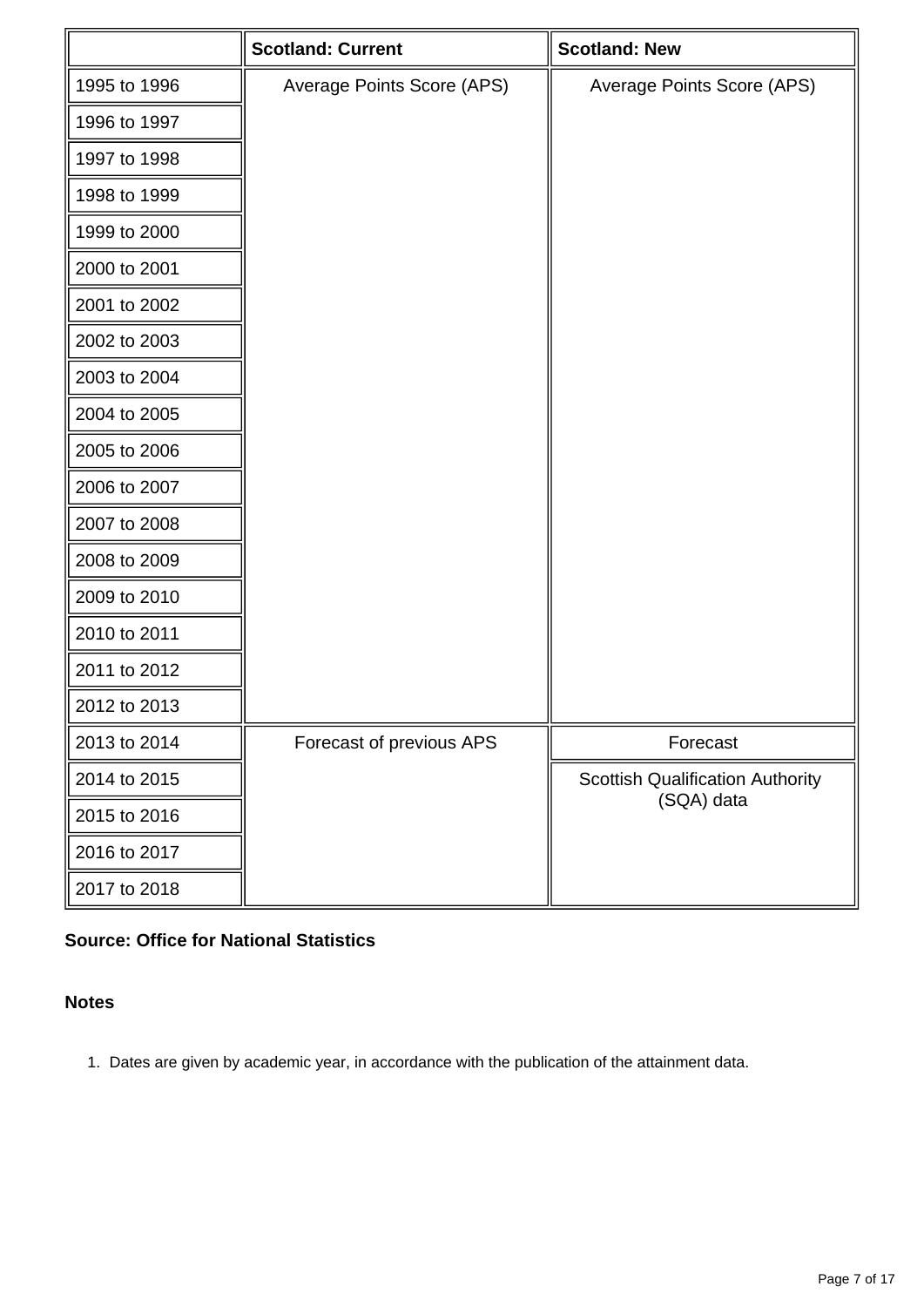| | Scotland: Current | Scotland: New |
|---|---|---|
| 1995 to 1996 | Average Points Score (APS) | Average Points Score (APS) |
| 1996 to 1997 | | |
| 1997 to 1998 | | |
| 1998 to 1999 | | |
| 1999 to 2000 | | |
| 2000 to 2001 | | |
| 2001 to 2002 | | |
| 2002 to 2003 | | |
| 2003 to 2004 | | |
| 2004 to 2005 | | |
| 2005 to 2006 | | |
| 2006 to 2007 | | |
| 2007 to 2008 | | |
| 2008 to 2009 | | |
| 2009 to 2010 | | |
| 2010 to 2011 | | |
| 2011 to 2012 | | |
| 2012 to 2013 | | |
| 2013 to 2014 | Forecast of previous APS | Forecast |
| 2014 to 2015 | | Scottish Qualification Authority (SQA) data |
| 2015 to 2016 | | |
| 2016 to 2017 | | |
| 2017 to 2018 | | |

**Source: Office for National Statistics**

**Notes**

1. Dates are given by academic year, in accordance with the publication of the attainment data.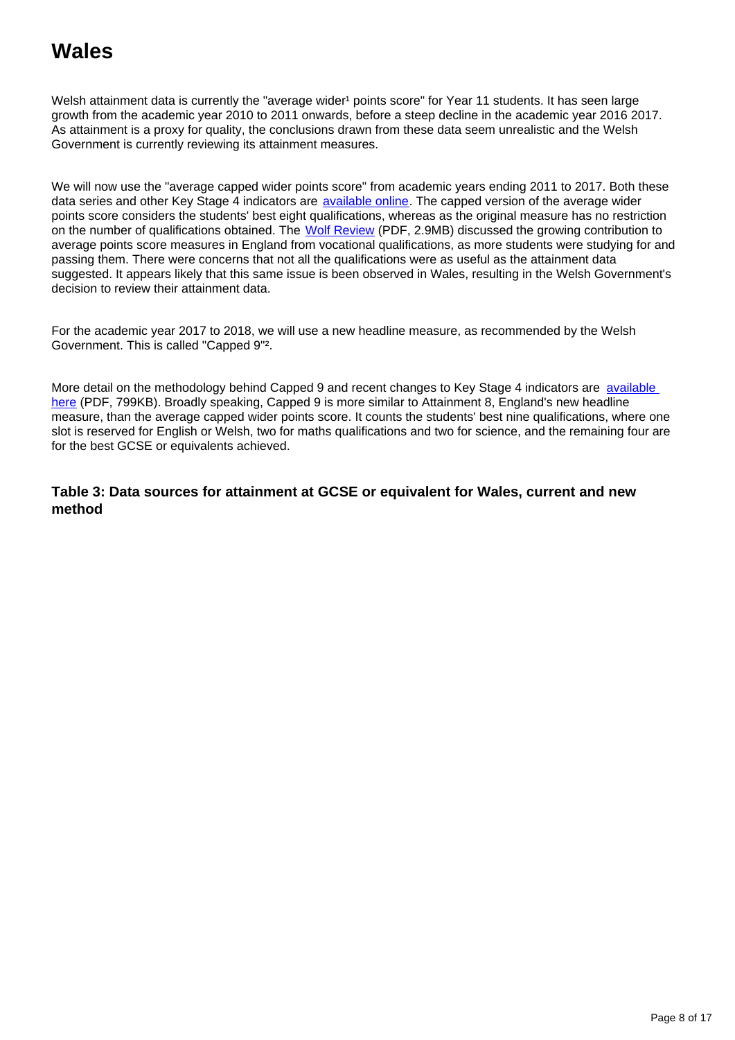# Wales

Welsh attainment data is currently the "average wider[1] points score" for Year 11 students. It has seen large growth from the academic year 2010 to 2011 onwards, before a steep decline in the academic year 2016 2017. As attainment is a proxy for quality, the conclusions drawn from these data seem unrealistic and the Welsh Government is currently reviewing its attainment measures.

We will now use the "average capped wider points score" from academic years ending 2011 to 2017. Both these data series and other Key Stage 4 indicators are available online. The capped version of the average wider points score considers the students' best eight qualifications, whereas as the original measure has no restriction on the number of qualifications obtained. The Wolf Review (PDF, 2.9MB) discussed the growing contribution to average points score measures in England from vocational qualifications, as more students were studying for and passing them. There were concerns that not all the qualifications were as useful as the attainment data suggested. It appears likely that this same issue is been observed in Wales, resulting in the Welsh Government's decision to review their attainment data.

For the academic year 2017 to 2018, we will use a new headline measure, as recommended by the Welsh Government. This is called "Capped 9"[2].

More detail on the methodology behind Capped 9 and recent changes to Key Stage 4 indicators are available here (PDF, 799KB). Broadly speaking, Capped 9 is more similar to Attainment 8, England's new headline measure, than the average capped wider points score. It counts the students' best nine qualifications, where one slot is reserved for English or Welsh, two for maths qualifications and two for science, and the remaining four are for the best GCSE or equivalents achieved.

### Table 3: Data sources for attainment at GCSE or equivalent for Wales, current and new method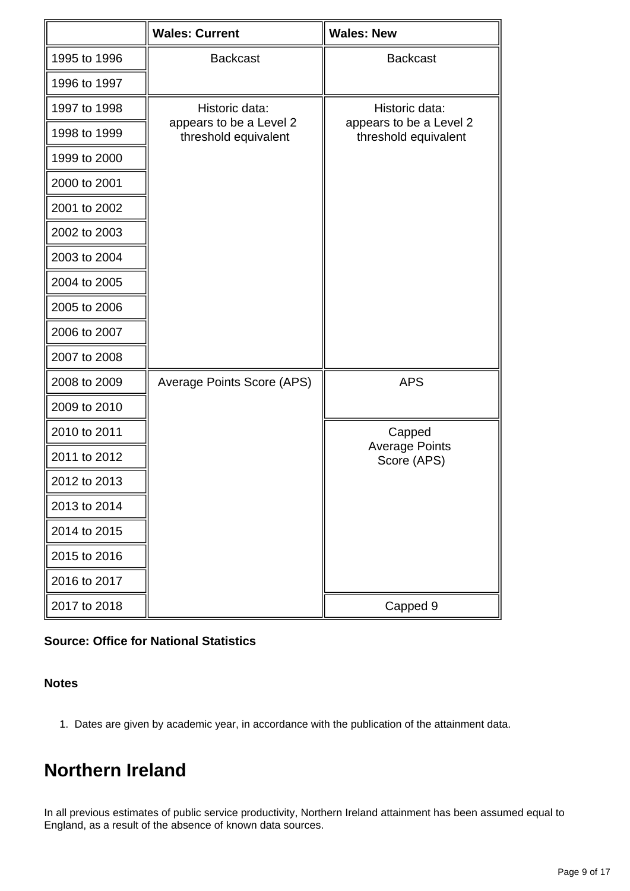| | Wales: Current | Wales: New |
|---|---|---|
| 1995 to 1996 | Backcast | Backcast |
| 1996 to 1997 | | |
| 1997 to 1998 | Historic data: appears to be a Level 2 threshold equivalent | Historic data: appears to be a Level 2 threshold equivalent |
| 1998 to 1999 | | |
| 1999 to 2000 | | |
| 2000 to 2001 | | |
| 2001 to 2002 | | |
| 2002 to 2003 | | |
| 2003 to 2004 | | |
| 2004 to 2005 | | |
| 2005 to 2006 | | |
| 2006 to 2007 | | |
| 2007 to 2008 | | |
| 2008 to 2009 | Average Points Score (APS) | APS |
| 2009 to 2010 | | |
| 2010 to 2011 | | Capped Average Points Score (APS) |
| 2011 to 2012 | | |
| 2012 to 2013 | | |
| 2013 to 2014 | | |
| 2014 to 2015 | | |
| 2015 to 2016 | | |
| 2016 to 2017 | | |
| 2017 to 2018 | | Capped 9 |

**Source: Office for National Statistics**

**Notes**

1. Dates are given by academic year, in accordance with the publication of the attainment data.

## Northern Ireland

In all previous estimates of public service productivity, Northern Ireland attainment has been assumed equal to England, as a result of the absence of known data sources.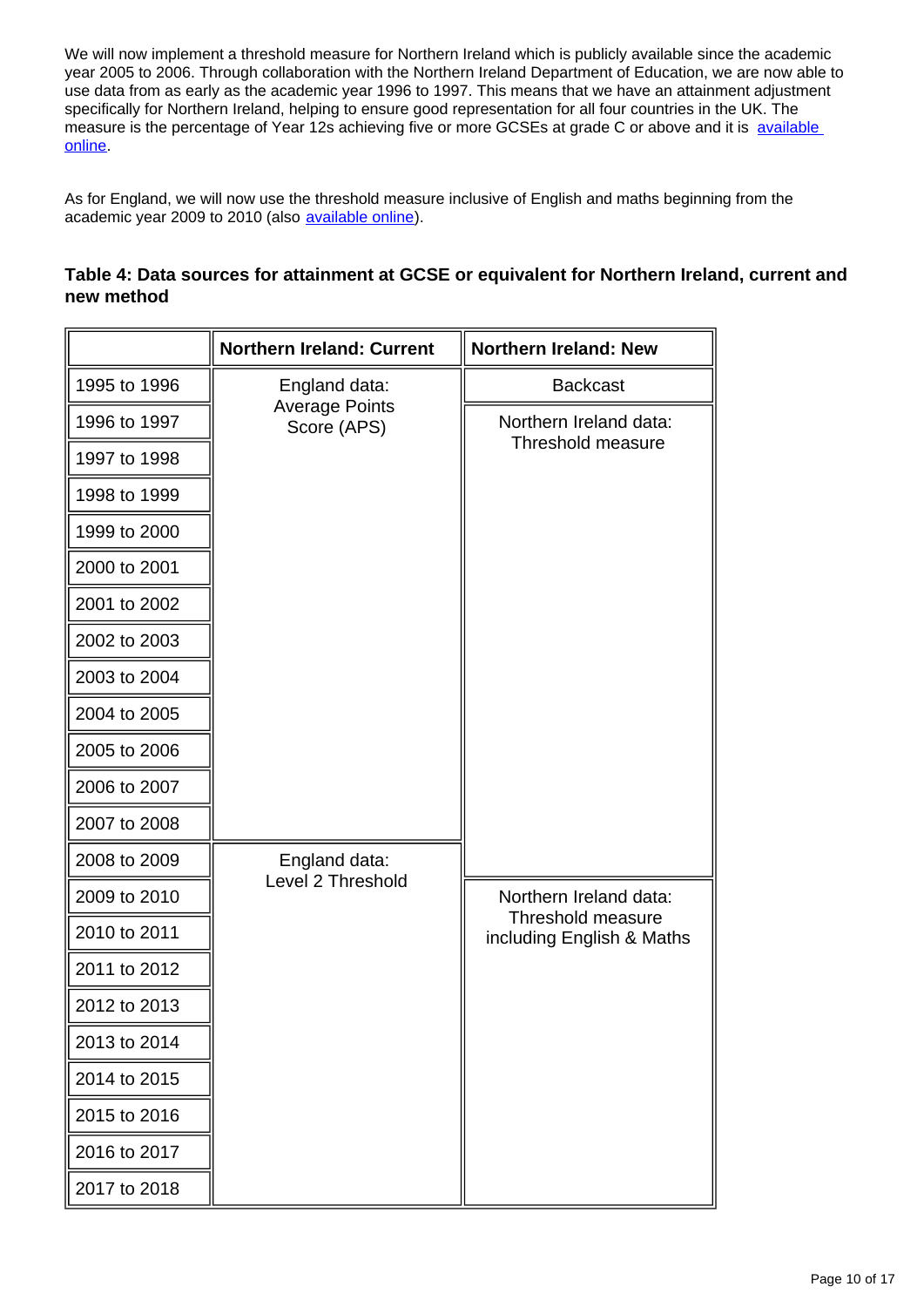We will now implement a threshold measure for Northern Ireland which is publicly available since the academic year 2005 to 2006. Through collaboration with the Northern Ireland Department of Education, we are now able to use data from as early as the academic year 1996 to 1997. This means that we have an attainment adjustment specifically for Northern Ireland, helping to ensure good representation for all four countries in the UK. The measure is the percentage of Year 12s achieving five or more GCSEs at grade C or above and it is [available online](#).

As for England, we will now use the threshold measure inclusive of English and maths beginning from the academic year 2009 to 2010 (also [available online](#)).

### Table 4: Data sources for attainment at GCSE or equivalent for Northern Ireland, current and new method

| | Northern Ireland: Current | Northern Ireland: New |
|---|---|---|
| 1995 to 1996 | England data: Average Points Score (APS) | Backcast |
| 1996 to 1997 | | Northern Ireland data: Threshold measure |
| 1997 to 1998 | | |
| 1998 to 1999 | | |
| 1999 to 2000 | | |
| 2000 to 2001 | | |
| 2001 to 2002 | | |
| 2002 to 2003 | | |
| 2003 to 2004 | | |
| 2004 to 2005 | | |
| 2005 to 2006 | | |
| 2006 to 2007 | | |
| 2007 to 2008 | | |
| 2008 to 2009 | England data: Level 2 Threshold | |
| 2009 to 2010 | | Northern Ireland data: Threshold measure including English & Maths |
| 2010 to 2011 | | |
| 2011 to 2012 | | |
| 2012 to 2013 | | |
| 2013 to 2014 | | |
| 2014 to 2015 | | |
| 2015 to 2016 | | |
| 2016 to 2017 | | |
| 2017 to 2018 | | |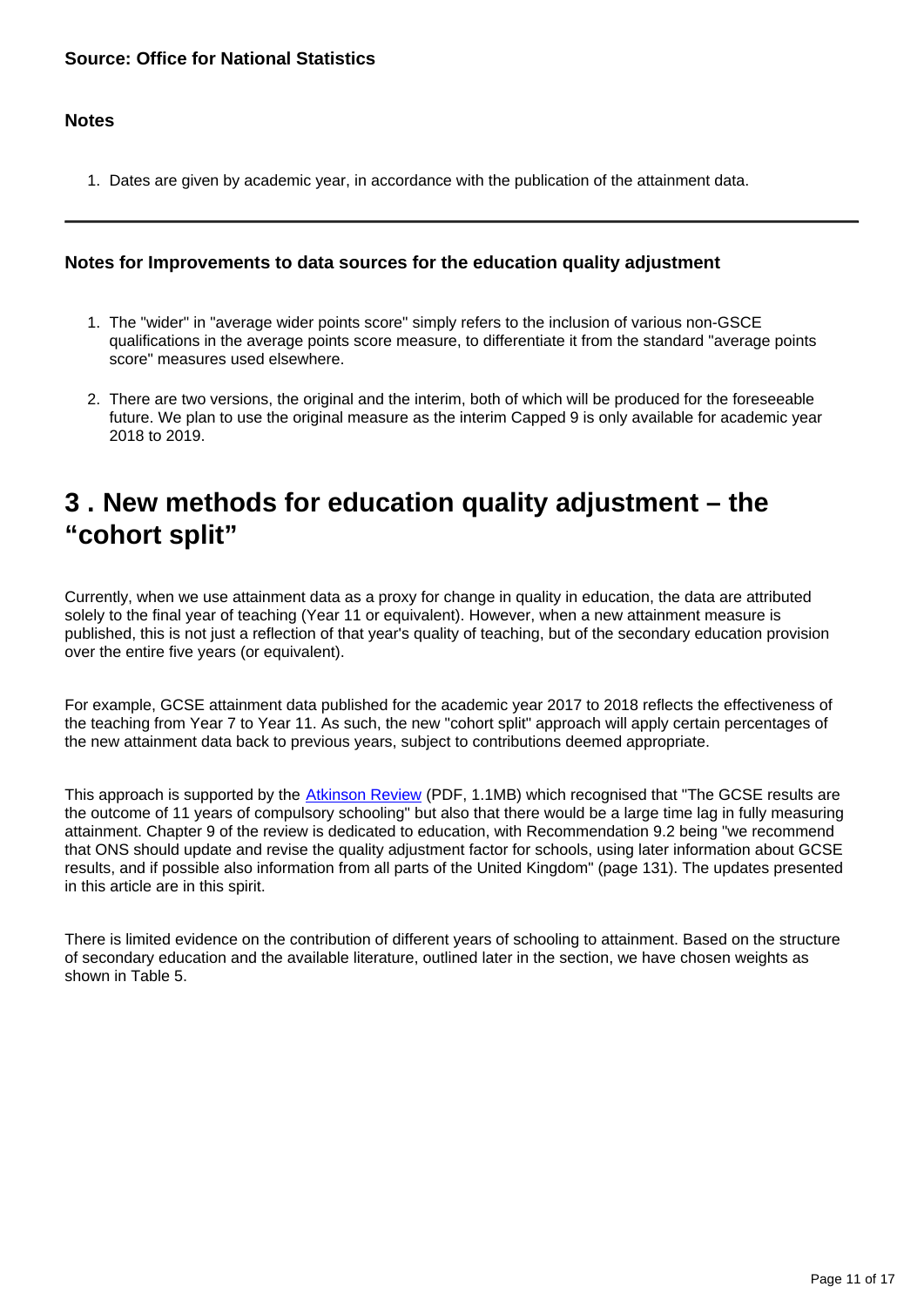**Source: Office for National Statistics**

**Notes**

1. Dates are given by academic year, in accordance with the publication of the attainment data.

---

**Notes for Improvements to data sources for the education quality adjustment**

1. The "wider" in "average wider points score" simply refers to the inclusion of various non-GSCE qualifications in the average points score measure, to differentiate it from the standard "average points score" measures used elsewhere.

2. There are two versions, the original and the interim, both of which will be produced for the foreseeable future. We plan to use the original measure as the interim Capped 9 is only available for academic year 2018 to 2019.

# 3 . New methods for education quality adjustment – the "cohort split"

Currently, when we use attainment data as a proxy for change in quality in education, the data are attributed solely to the final year of teaching (Year 11 or equivalent). However, when a new attainment measure is published, this is not just a reflection of that year's quality of teaching, but of the secondary education provision over the entire five years (or equivalent).

For example, GCSE attainment data published for the academic year 2017 to 2018 reflects the effectiveness of the teaching from Year 7 to Year 11. As such, the new "cohort split" approach will apply certain percentages of the new attainment data back to previous years, subject to contributions deemed appropriate.

This approach is supported by the [Atkinson Review](#) (PDF, 1.1MB) which recognised that "The GCSE results are the outcome of 11 years of compulsory schooling" but also that there would be a large time lag in fully measuring attainment. Chapter 9 of the review is dedicated to education, with Recommendation 9.2 being "we recommend that ONS should update and revise the quality adjustment factor for schools, using later information about GCSE results, and if possible also information from all parts of the United Kingdom" (page 131). The updates presented in this article are in this spirit.

There is limited evidence on the contribution of different years of schooling to attainment. Based on the structure of secondary education and the available literature, outlined later in the section, we have chosen weights as shown in Table 5.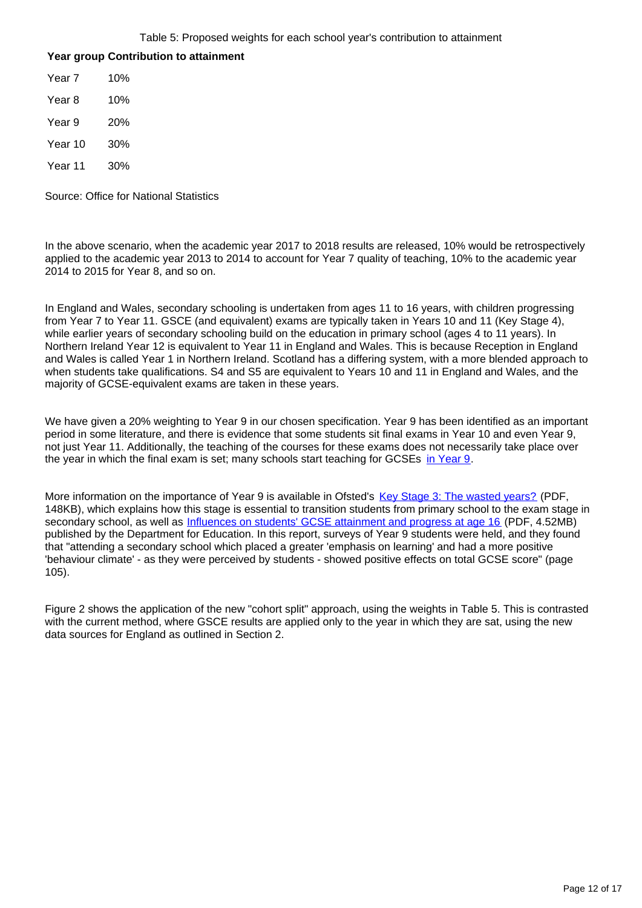Table 5: Proposed weights for each school year's contribution to attainment

| Year group | Contribution to attainment |
| --- | --- |
| Year 7 | 10% |
| Year 8 | 10% |
| Year 9 | 20% |
| Year 10 | 30% |
| Year 11 | 30% |

Source: Office for National Statistics

In the above scenario, when the academic year 2017 to 2018 results are released, 10% would be retrospectively applied to the academic year 2013 to 2014 to account for Year 7 quality of teaching, 10% to the academic year 2014 to 2015 for Year 8, and so on.

In England and Wales, secondary schooling is undertaken from ages 11 to 16 years, with children progressing from Year 7 to Year 11. GSCE (and equivalent) exams are typically taken in Years 10 and 11 (Key Stage 4), while earlier years of secondary schooling build on the education in primary school (ages 4 to 11 years). In Northern Ireland Year 12 is equivalent to Year 11 in England and Wales. This is because Reception in England and Wales is called Year 1 in Northern Ireland. Scotland has a differing system, with a more blended approach to when students take qualifications. S4 and S5 are equivalent to Years 10 and 11 in England and Wales, and the majority of GCSE-equivalent exams are taken in these years.

We have given a 20% weighting to Year 9 in our chosen specification. Year 9 has been identified as an important period in some literature, and there is evidence that some students sit final exams in Year 10 and even Year 9, not just Year 11. Additionally, the teaching of the courses for these exams does not necessarily take place over the year in which the final exam is set; many schools start teaching for GCSEs in Year 9.

More information on the importance of Year 9 is available in Ofsted's Key Stage 3: The wasted years? (PDF, 148KB), which explains how this stage is essential to transition students from primary school to the exam stage in secondary school, as well as Influences on students' GCSE attainment and progress at age 16 (PDF, 4.52MB) published by the Department for Education. In this report, surveys of Year 9 students were held, and they found that "attending a secondary school which placed a greater 'emphasis on learning' and had a more positive 'behaviour climate' - as they were perceived by students - showed positive effects on total GCSE score" (page 105).

Figure 2 shows the application of the new "cohort split" approach, using the weights in Table 5. This is contrasted with the current method, where GSCE results are applied only to the year in which they are sat, using the new data sources for England as outlined in Section 2.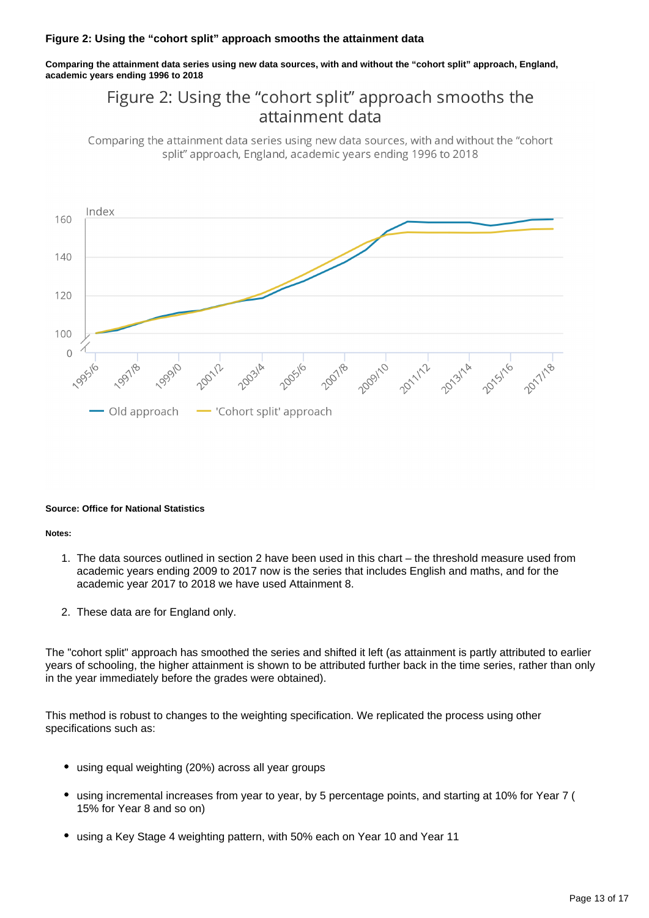#### Figure 2: Using the “cohort split” approach smooths the attainment data

**Comparing the attainment data series using new data sources, with and without the “cohort split” approach, England, academic years ending 1996 to 2018**

**Source: Office for National Statistics**

**Notes:**

1. The data sources outlined in section 2 have been used in this chart – the threshold measure used from academic years ending 2009 to 2017 now is the series that includes English and maths, and for the academic year 2017 to 2018 we have used Attainment 8.
2. These data are for England only.

The "cohort split" approach has smoothed the series and shifted it left (as attainment is partly attributed to earlier years of schooling, the higher attainment is shown to be attributed further back in the time series, rather than only in the year immediately before the grades were obtained).

This method is robust to changes to the weighting specification. We replicated the process using other specifications such as:

- using equal weighting (20%) across all year groups
- using incremental increases from year to year, by 5 percentage points, and starting at 10% for Year 7 ( 15% for Year 8 and so on)
- using a Key Stage 4 weighting pattern, with 50% each on Year 10 and Year 11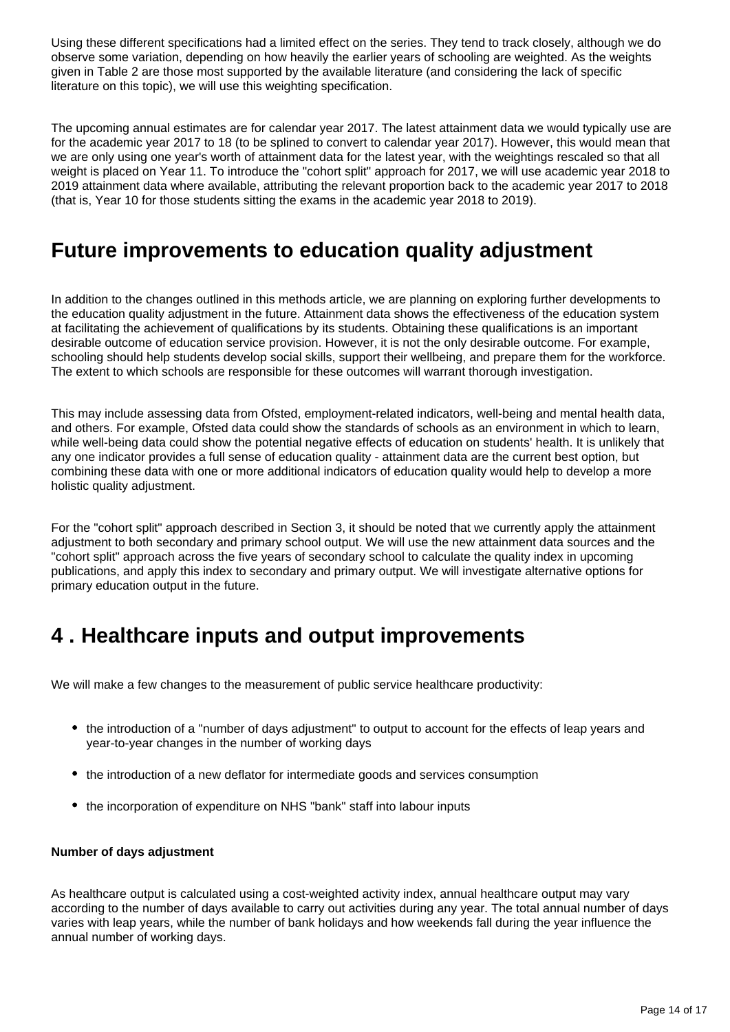Using these different specifications had a limited effect on the series. They tend to track closely, although we do observe some variation, depending on how heavily the earlier years of schooling are weighted. As the weights given in Table 2 are those most supported by the available literature (and considering the lack of specific literature on this topic), we will use this weighting specification.

The upcoming annual estimates are for calendar year 2017. The latest attainment data we would typically use are for the academic year 2017 to 18 (to be splined to convert to calendar year 2017). However, this would mean that we are only using one year's worth of attainment data for the latest year, with the weightings rescaled so that all weight is placed on Year 11. To introduce the "cohort split" approach for 2017, we will use academic year 2018 to 2019 attainment data where available, attributing the relevant proportion back to the academic year 2017 to 2018 (that is, Year 10 for those students sitting the exams in the academic year 2018 to 2019).

## Future improvements to education quality adjustment

In addition to the changes outlined in this methods article, we are planning on exploring further developments to the education quality adjustment in the future. Attainment data shows the effectiveness of the education system at facilitating the achievement of qualifications by its students. Obtaining these qualifications is an important desirable outcome of education service provision. However, it is not the only desirable outcome. For example, schooling should help students develop social skills, support their wellbeing, and prepare them for the workforce. The extent to which schools are responsible for these outcomes will warrant thorough investigation.

This may include assessing data from Ofsted, employment-related indicators, well-being and mental health data, and others. For example, Ofsted data could show the standards of schools as an environment in which to learn, while well-being data could show the potential negative effects of education on students' health. It is unlikely that any one indicator provides a full sense of education quality - attainment data are the current best option, but combining these data with one or more additional indicators of education quality would help to develop a more holistic quality adjustment.

For the "cohort split" approach described in Section 3, it should be noted that we currently apply the attainment adjustment to both secondary and primary school output. We will use the new attainment data sources and the "cohort split" approach across the five years of secondary school to calculate the quality index in upcoming publications, and apply this index to secondary and primary output. We will investigate alternative options for primary education output in the future.

# 4 . Healthcare inputs and output improvements

We will make a few changes to the measurement of public service healthcare productivity:

- the introduction of a "number of days adjustment" to output to account for the effects of leap years and year-to-year changes in the number of working days
- the introduction of a new deflator for intermediate goods and services consumption
- the incorporation of expenditure on NHS "bank" staff into labour inputs

**Number of days adjustment**

As healthcare output is calculated using a cost-weighted activity index, annual healthcare output may vary according to the number of days available to carry out activities during any year. The total annual number of days varies with leap years, while the number of bank holidays and how weekends fall during the year influence the annual number of working days.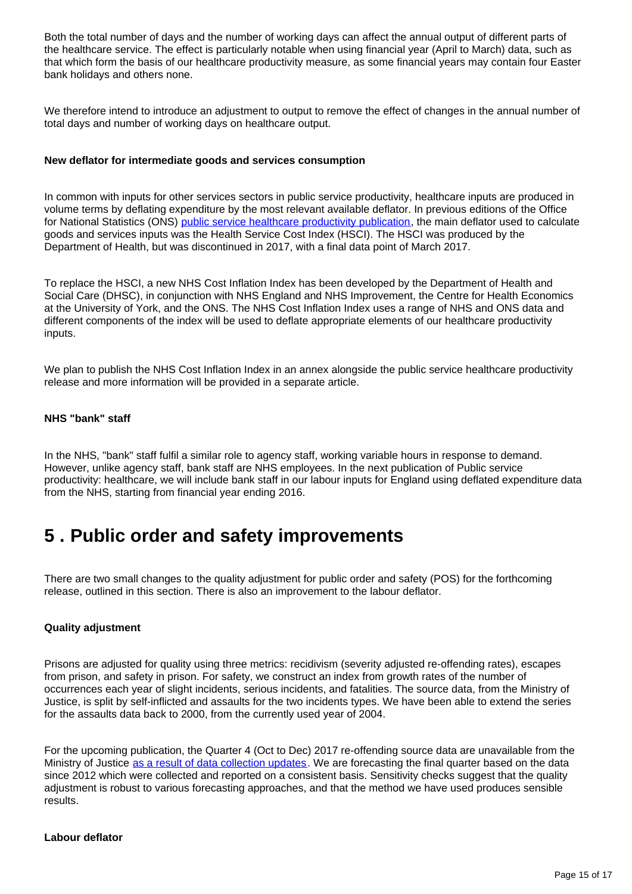Both the total number of days and the number of working days can affect the annual output of different parts of the healthcare service. The effect is particularly notable when using financial year (April to March) data, such as that which form the basis of our healthcare productivity measure, as some financial years may contain four Easter bank holidays and others none.

We therefore intend to introduce an adjustment to output to remove the effect of changes in the annual number of total days and number of working days on healthcare output.

**New deflator for intermediate goods and services consumption**

In common with inputs for other services sectors in public service productivity, healthcare inputs are produced in volume terms by deflating expenditure by the most relevant available deflator. In previous editions of the Office for National Statistics (ONS) public service healthcare productivity publication, the main deflator used to calculate goods and services inputs was the Health Service Cost Index (HSCI). The HSCI was produced by the Department of Health, but was discontinued in 2017, with a final data point of March 2017.

To replace the HSCI, a new NHS Cost Inflation Index has been developed by the Department of Health and Social Care (DHSC), in conjunction with NHS England and NHS Improvement, the Centre for Health Economics at the University of York, and the ONS. The NHS Cost Inflation Index uses a range of NHS and ONS data and different components of the index will be used to deflate appropriate elements of our healthcare productivity inputs.

We plan to publish the NHS Cost Inflation Index in an annex alongside the public service healthcare productivity release and more information will be provided in a separate article.

**NHS "bank" staff**

In the NHS, "bank" staff fulfil a similar role to agency staff, working variable hours in response to demand. However, unlike agency staff, bank staff are NHS employees. In the next publication of Public service productivity: healthcare, we will include bank staff in our labour inputs for England using deflated expenditure data from the NHS, starting from financial year ending 2016.

# 5 . Public order and safety improvements

There are two small changes to the quality adjustment for public order and safety (POS) for the forthcoming release, outlined in this section. There is also an improvement to the labour deflator.

**Quality adjustment**

Prisons are adjusted for quality using three metrics: recidivism (severity adjusted re-offending rates), escapes from prison, and safety in prison. For safety, we construct an index from growth rates of the number of occurrences each year of slight incidents, serious incidents, and fatalities. The source data, from the Ministry of Justice, is split by self-inflicted and assaults for the two incidents types. We have been able to extend the series for the assaults data back to 2000, from the currently used year of 2004.

For the upcoming publication, the Quarter 4 (Oct to Dec) 2017 re-offending source data are unavailable from the Ministry of Justice as a result of data collection updates. We are forecasting the final quarter based on the data since 2012 which were collected and reported on a consistent basis. Sensitivity checks suggest that the quality adjustment is robust to various forecasting approaches, and that the method we have used produces sensible results.

**Labour deflator**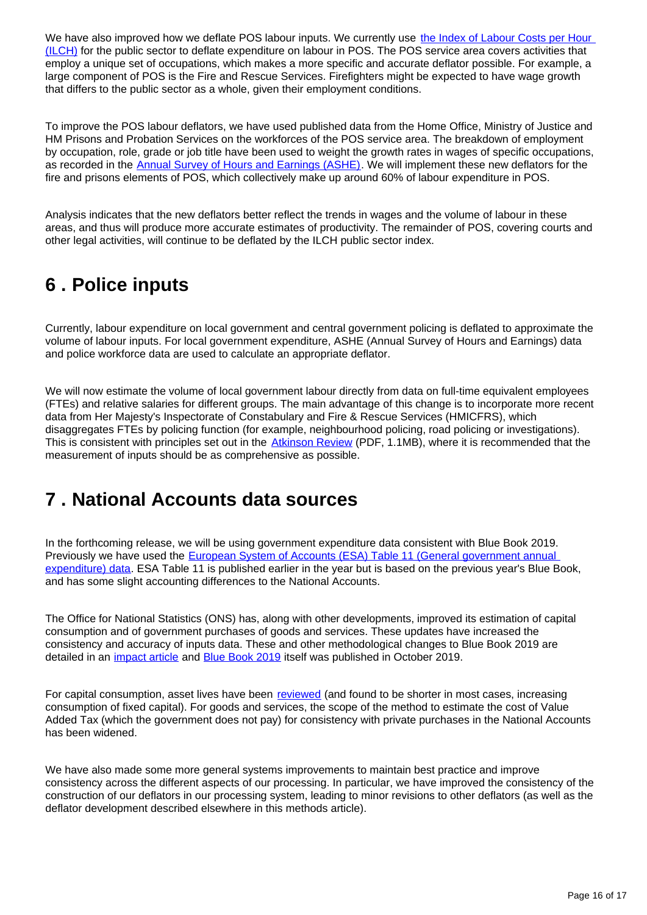We have also improved how we deflate POS labour inputs. We currently use [the Index of Labour Costs per Hour (ILCH)](#) for the public sector to deflate expenditure on labour in POS. The POS service area covers activities that employ a unique set of occupations, which makes a more specific and accurate deflator possible. For example, a large component of POS is the Fire and Rescue Services. Firefighters might be expected to have wage growth that differs to the public sector as a whole, given their employment conditions.

To improve the POS labour deflators, we have used published data from the Home Office, Ministry of Justice and HM Prisons and Probation Services on the workforces of the POS service area. The breakdown of employment by occupation, role, grade or job title have been used to weight the growth rates in wages of specific occupations, as recorded in the [Annual Survey of Hours and Earnings (ASHE)](#). We will implement these new deflators for the fire and prisons elements of POS, which collectively make up around 60% of labour expenditure in POS.

Analysis indicates that the new deflators better reflect the trends in wages and the volume of labour in these areas, and thus will produce more accurate estimates of productivity. The remainder of POS, covering courts and other legal activities, will continue to be deflated by the ILCH public sector index.

## 6 . Police inputs

Currently, labour expenditure on local government and central government policing is deflated to approximate the volume of labour inputs. For local government expenditure, ASHE (Annual Survey of Hours and Earnings) data and police workforce data are used to calculate an appropriate deflator.

We will now estimate the volume of local government labour directly from data on full-time equivalent employees (FTEs) and relative salaries for different groups. The main advantage of this change is to incorporate more recent data from Her Majesty's Inspectorate of Constabulary and Fire & Rescue Services (HMICFRS), which disaggregates FTEs by policing function (for example, neighbourhood policing, road policing or investigations). This is consistent with principles set out in the [Atkinson Review](#) (PDF, 1.1MB), where it is recommended that the measurement of inputs should be as comprehensive as possible.

## 7 . National Accounts data sources

In the forthcoming release, we will be using government expenditure data consistent with Blue Book 2019. Previously we have used the [European System of Accounts (ESA) Table 11 (General government annual expenditure) data](#). ESA Table 11 is published earlier in the year but is based on the previous year's Blue Book, and has some slight accounting differences to the National Accounts.

The Office for National Statistics (ONS) has, along with other developments, improved its estimation of capital consumption and of government purchases of goods and services. These updates have increased the consistency and accuracy of inputs data. These and other methodological changes to Blue Book 2019 are detailed in an [impact article](#) and [Blue Book 2019](#) itself was published in October 2019.

For capital consumption, asset lives have been [reviewed](#) (and found to be shorter in most cases, increasing consumption of fixed capital). For goods and services, the scope of the method to estimate the cost of Value Added Tax (which the government does not pay) for consistency with private purchases in the National Accounts has been widened.

We have also made some more general systems improvements to maintain best practice and improve consistency across the different aspects of our processing. In particular, we have improved the consistency of the construction of our deflators in our processing system, leading to minor revisions to other deflators (as well as the deflator development described elsewhere in this methods article).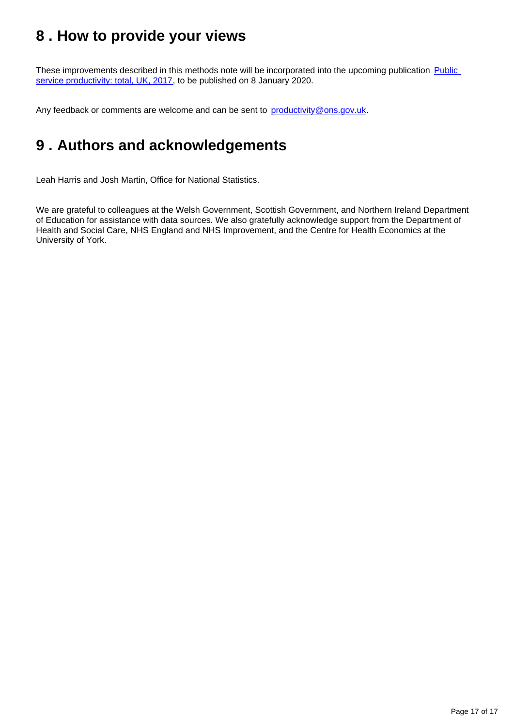## 8 . How to provide your views

These improvements described in this methods note will be incorporated into the upcoming publication [Public service productivity: total, UK, 2017](), to be published on 8 January 2020.

Any feedback or comments are welcome and can be sent to [productivity@ons.gov.uk](mailto:productivity@ons.gov.uk).

## 9 . Authors and acknowledgements

Leah Harris and Josh Martin, Office for National Statistics.

We are grateful to colleagues at the Welsh Government, Scottish Government, and Northern Ireland Department of Education for assistance with data sources. We also gratefully acknowledge support from the Department of Health and Social Care, NHS England and NHS Improvement, and the Centre for Health Economics at the University of York.